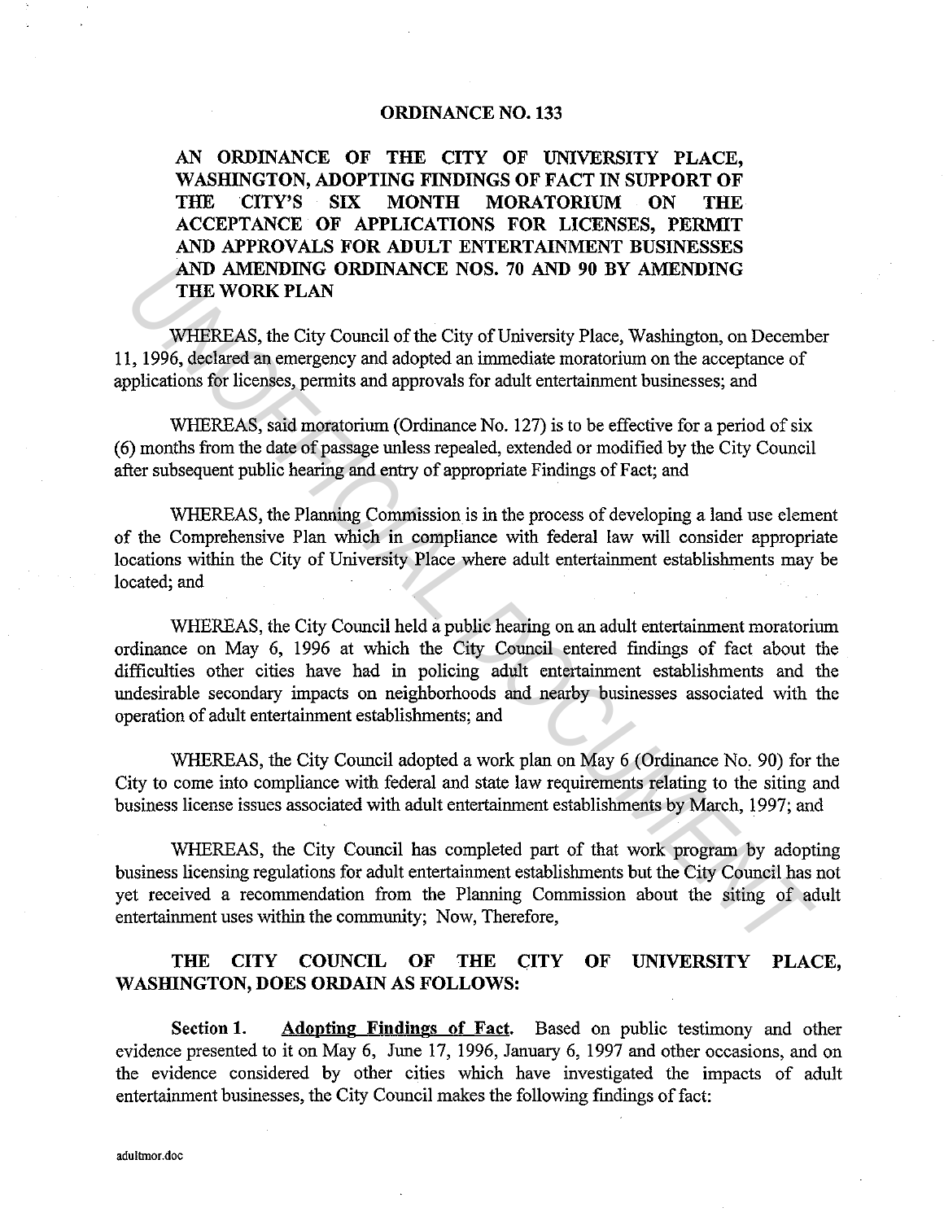# ORDINANCE NO. 133

## AN ORDINANCE OF THE CITY OF UNIVERSITY PLACE, WASHINGTON, ADOPTING FINDINGS OF FACT IN SUPPORT OF THE CITY'S SIX MONTH MORATORIUM ON THE ACCEPTANCE OF APPLICATIONS FOR LICENSES, PERMIT AND APPROVALS FOR ADULT ENTERTAINMENT BUSINESSES AND AMENDING ORDINANCE NOS. 70 AND 90 BY AMENDING THE WORK PLAN

WHEREAS, the City Council of the City of University Place, Washington, on December 11, 1996, declared an emergency and adopted an immediate moratorium on the acceptance of applications for licenses, permits and approvals for adult entertainment businesses; and

WHEREAS, said moratorium (Ordinance No. 127) is to be effective for a period of six (6) months from the date of passage unless repealed, extended or modified by the City Council after subsequent public hearing and entry of appropriate Findings of Fact; and

WHEREAS, the Planning Commission is in the process of developing a land use element of the Comprehensive Plan which in compliance with federal law will consider appropriate locations within the City of University Place where adult entertainment establishments may be located; and

WHEREAS, the City Council held a public hearing on an adult entertainment moratorium ordinance on May 6, 1996 at which the City Council entered findings of fact about the difficulties other cities have had in policing adult entertainment establishments and the undesirable secondary impacts on neighborhoods and nearby businesses associated with the operation of adult entertainment establishments; and

WHEREAS, the City Council adopted a work plan on May 6 (Ordinance No. 90) for the City to come into compliance with federal and state law requirements relating to the siting and business license issues associated with adult entertainment establishments by March, 1997; and

WHEREAS, the City Council has completed part of that work program by adopting business licensing regulations for adult entertainment establishments but the City Council has not yet received a recommendation from the Planning Commission about the siting of adult entertainment uses within the community; Now, Therefore,

**THE CITY COUNCIL OF THE CITY OF UNIVERSITY PLACE, WASHINGTON, DOES ORDAIN AS FOLLOWS:**

**Section 1.** **Adopting Findings of Fact.** Based on public testimony and other evidence presented to it on May 6, June 17, 1996, January 6, 1997 and other occasions, and on the evidence considered by other cities which have investigated the impacts of adult entertainment businesses, the City Council makes the following findings of fact: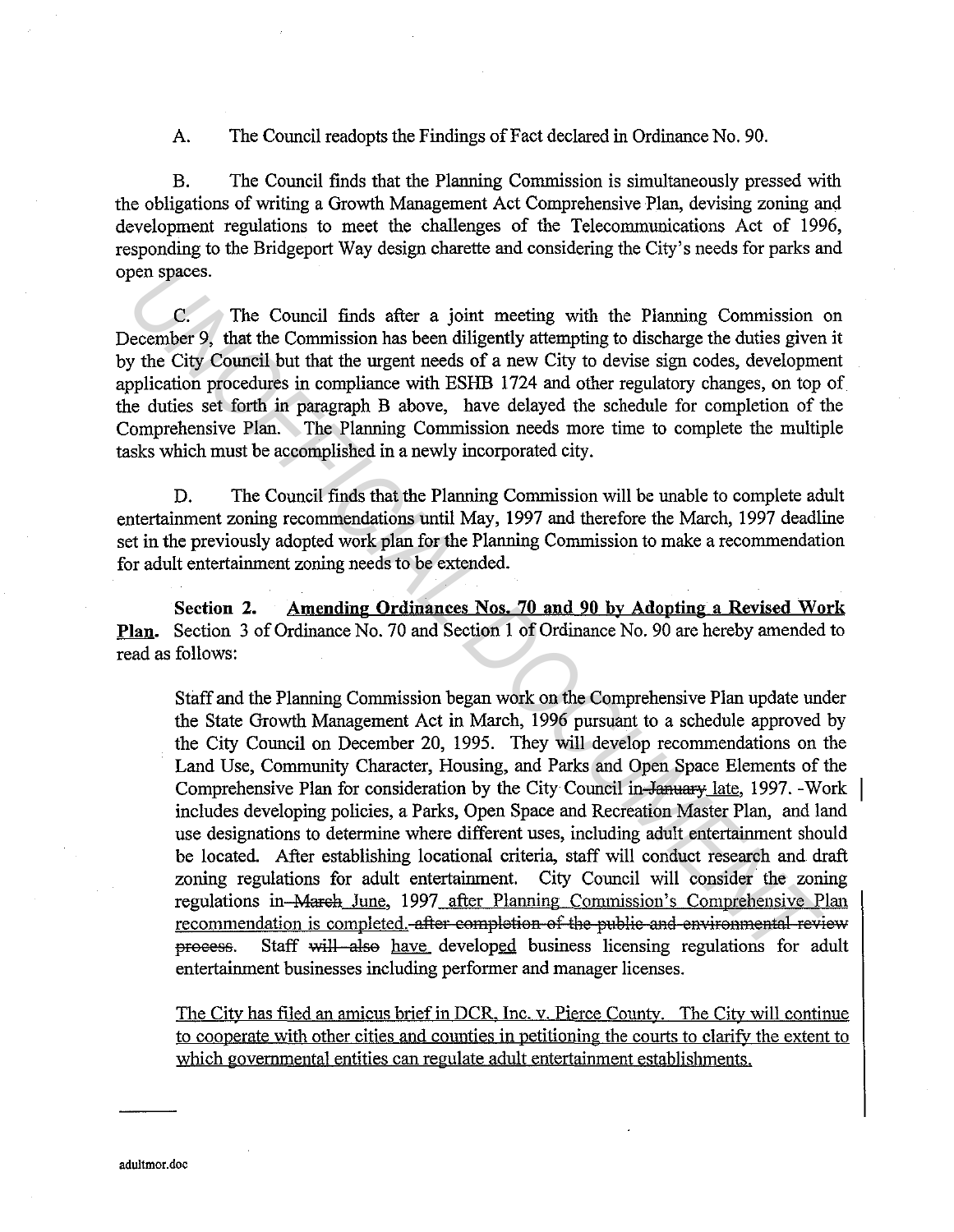A. The Council readopts the Findings of Fact declared in Ordinance No. 90.

B. The Council finds that the Planning Commission is simultaneously pressed with the obligations of writing a Growth Management Act Comprehensive Plan, devising zoning and development regulations to meet the challenges of the Telecommunications Act of 1996, responding to the Bridgeport Way design charette and considering the City's needs for parks and open spaces.

C. The Council finds after a joint meeting with the Planning Commission on December 9, that the Commission has been diligently attempting to discharge the duties given it by the City Council but that the urgent needs of a new City to devise sign codes, development application procedures in compliance with ESHB 1724 and other regulatory changes, on top of the duties set forth in paragraph B above, have delayed the schedule for completion of the Comprehensive Plan. The Planning Commission needs more time to complete the multiple tasks which must be accomplished in a newly incorporated city.

D. The Council finds that the Planning Commission will be unable to complete adult entertainment zoning recommendations until May, 1997 and therefore the March, 1997 deadline set in the previously adopted work plan for the Planning Commission to make a recommendation for adult entertainment zoning needs to be extended.

**Section 2. Amending Ordinances Nos. 70 and 90 by Adopting a Revised Work Plan.** Section 3 of Ordinance No. 70 and Section 1 of Ordinance No. 90 are hereby amended to read as follows:

> Staff and the Planning Commission began work on the Comprehensive Plan update under the State Growth Management Act in March, 1996 pursuant to a schedule approved by the City Council on December 20, 1995. They will develop recommendations on the Land Use, Community Character, Housing, and Parks and Open Space Elements of the Comprehensive Plan for consideration by the City Council in ~~January~~ late, 1997. Work includes developing policies, a Parks, Open Space and Recreation Master Plan, and land use designations to determine where different uses, including adult entertainment should be located. After establishing locational criteria, staff will conduct research and draft zoning regulations for adult entertainment. City Council will consider the zoning regulations in ~~March~~ June, 1997 after Planning Commission's Comprehensive Plan recommendation is completed. ~~after completion of the public and environmental review process.~~ Staff ~~will also~~ have developed business licensing regulations for adult entertainment businesses including performer and manager licenses.
>
> The City has filed an amicus brief in DCR, Inc. v. Pierce County. The City will continue to cooperate with other cities and counties in petitioning the courts to clarify the extent to which governmental entities can regulate adult entertainment establishments.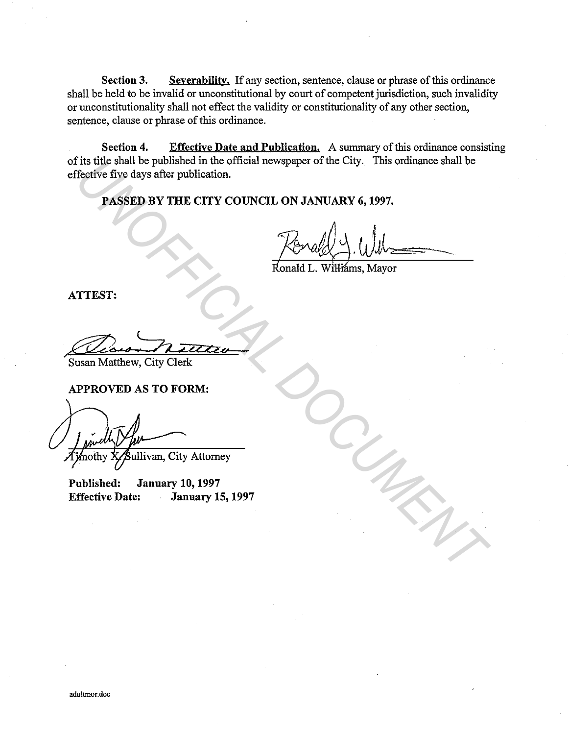**Section 3.** **Severability.** If any section, sentence, clause or phrase of this ordinance shall be held to be invalid or unconstitutional by court of competent jurisdiction, such invalidity or unconstitutionality shall not effect the validity or constitutionality of any other section, sentence, clause or phrase of this ordinance.

**Section 4.** **Effective Date and Publication.** A summary of this ordinance consisting of its title shall be published in the official newspaper of the City. This ordinance shall be effective five days after publication.

**PASSED BY THE CITY COUNCIL ON JANUARY 6, 1997.**

Ronald L. Williams, Mayor

**ATTEST:**

Susan Matthew, City Clerk

**APPROVED AS TO FORM:**

Timothy X. Sullivan, City Attorney

**Published:** **January 10, 1997**
**Effective Date:** **January 15, 1997**

UNOFFICIAL DOCUMENT

adultmor.doc